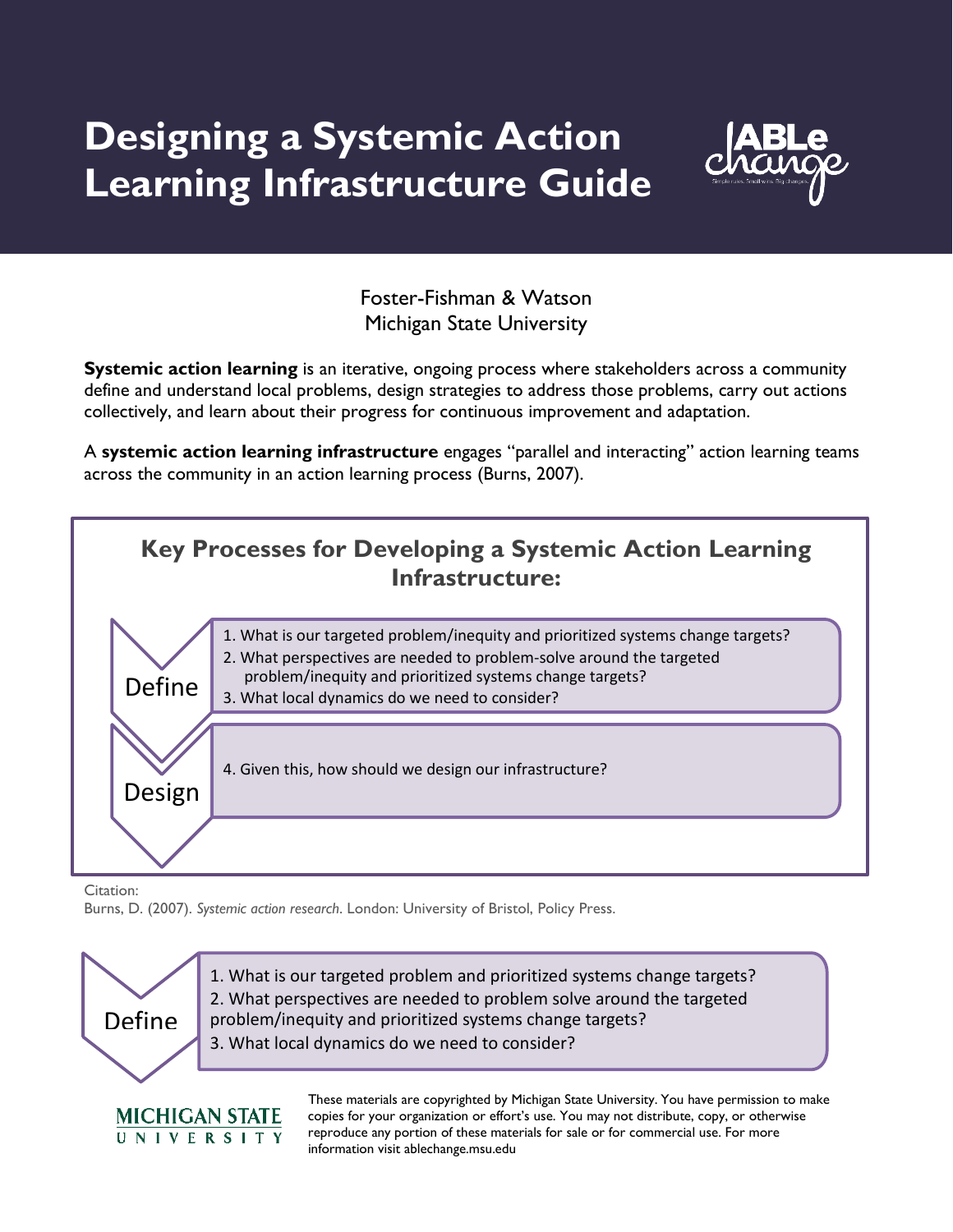# Designing a Systemic Action Learning Infrastructure Guide

Foster-Fishman & Watson
Michigan State University

**Systemic action learning** is an iterative, ongoing process where stakeholders across a community define and understand local problems, design strategies to address those problems, carry out actions collectively, and learn about their progress for continuous improvement and adaptation.

A **systemic action learning infrastructure** engages "parallel and interacting" action learning teams across the community in an action learning process (Burns, 2007).

## Key Processes for Developing a Systemic Action Learning Infrastructure:

**Define**

1. What is our targeted problem/inequity and prioritized systems change targets?
2. What perspectives are needed to problem-solve around the targeted problem/inequity and prioritized systems change targets?
3. What local dynamics do we need to consider?

**Design**

4. Given this, how should we design our infrastructure?

Citation:
Burns, D. (2007). *Systemic action research*. London: University of Bristol, Policy Press.

**Define**

1. What is our targeted problem and prioritized systems change targets?
2. What perspectives are needed to problem solve around the targeted problem/inequity and prioritized systems change targets?
3. What local dynamics do we need to consider?

MICHIGAN STATE UNIVERSITY

These materials are copyrighted by Michigan State University. You have permission to make copies for your organization or effort's use. You may not distribute, copy, or otherwise reproduce any portion of these materials for sale or for commercial use. For more information visit ablechange.msu.edu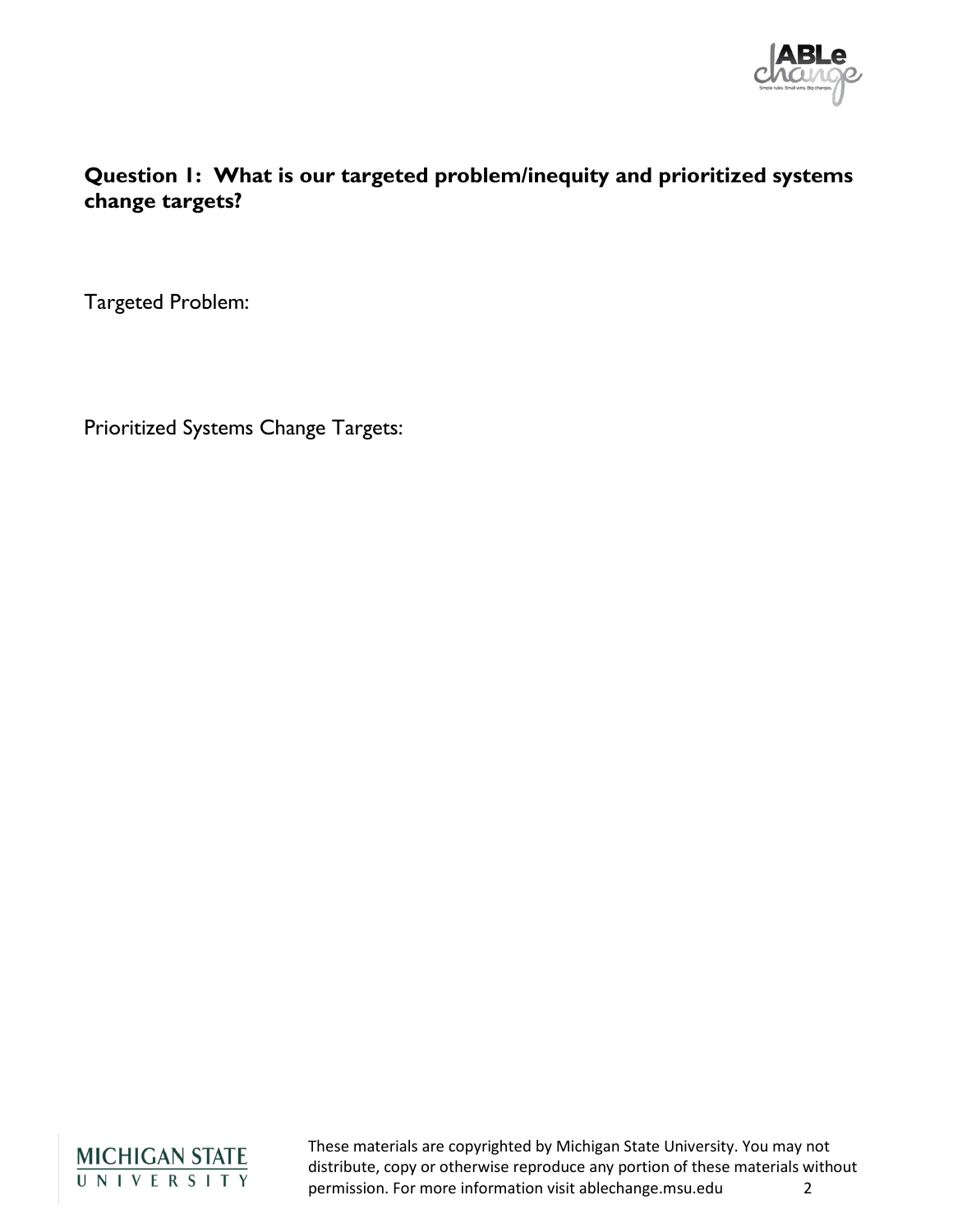**Question 1: What is our targeted problem/inequity and prioritized systems change targets?**

Targeted Problem:

Prioritized Systems Change Targets:

These materials are copyrighted by Michigan State University. You may not distribute, copy or otherwise reproduce any portion of these materials without permission. For more information visit ablechange.msu.edu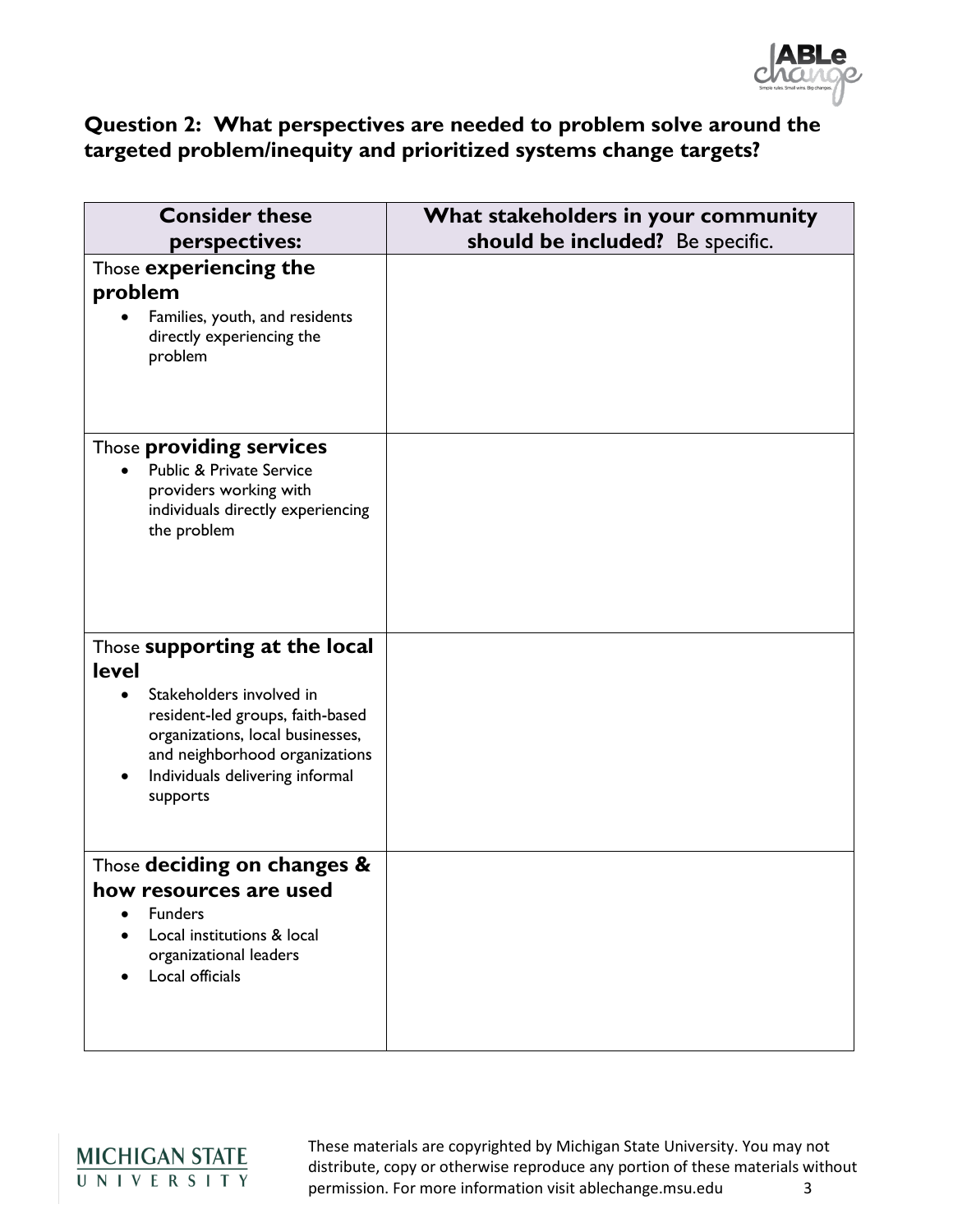## Question 2: What perspectives are needed to problem solve around the targeted problem/inequity and prioritized systems change targets?

| Consider these perspectives: | What stakeholders in your community should be included? Be specific. |
|---|---|
| Those **experiencing the problem**<br>• Families, youth, and residents directly experiencing the problem | |
| Those **providing services**<br>• Public & Private Service providers working with individuals directly experiencing the problem | |
| Those **supporting at the local level**<br>• Stakeholders involved in resident-led groups, faith-based organizations, local businesses, and neighborhood organizations<br>• Individuals delivering informal supports | |
| Those **deciding on changes & how resources are used**<br>• Funders<br>• Local institutions & local organizational leaders<br>• Local officials | |

These materials are copyrighted by Michigan State University. You may not distribute, copy or otherwise reproduce any portion of these materials without permission. For more information visit ablechange.msu.edu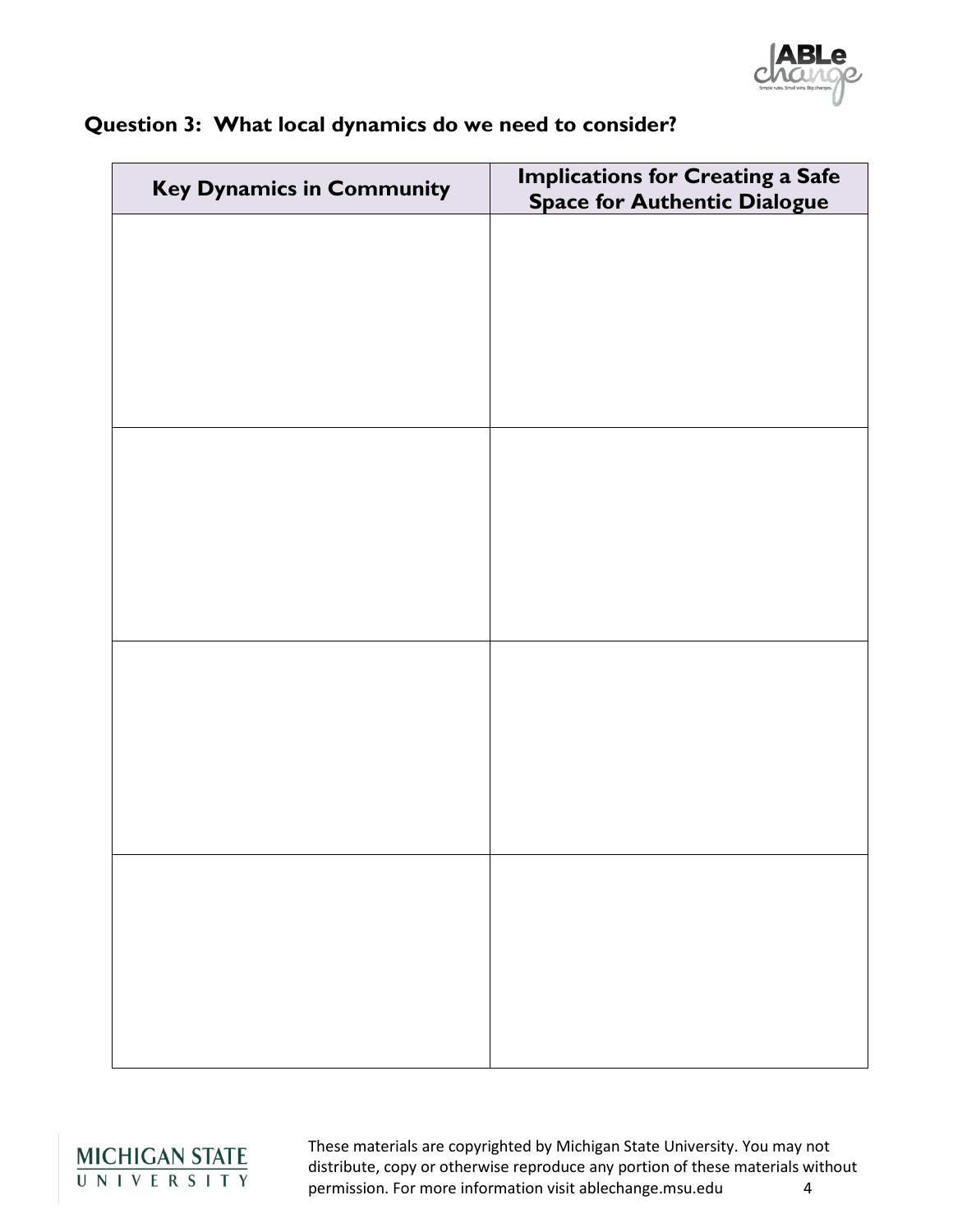## Question 3: What local dynamics do we need to consider?

| Key Dynamics in Community | Implications for Creating a Safe Space for Authentic Dialogue |
|---|---|
| | |
| | |
| | |
| | |

These materials are copyrighted by Michigan State University. You may not distribute, copy or otherwise reproduce any portion of these materials without permission. For more information visit ablechange.msu.edu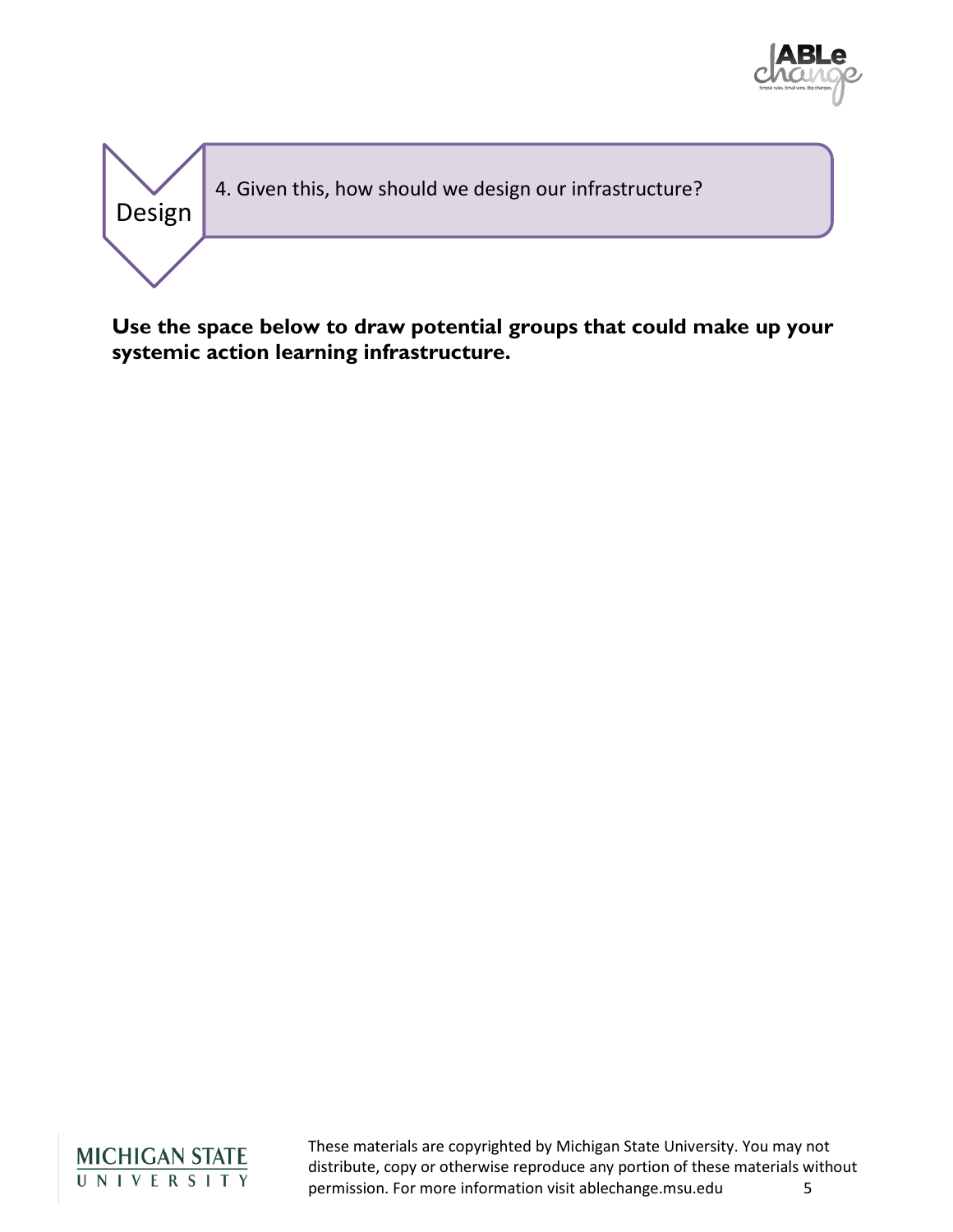Design

4. Given this, how should we design our infrastructure?

**Use the space below to draw potential groups that could make up your systemic action learning infrastructure.**

These materials are copyrighted by Michigan State University. You may not distribute, copy or otherwise reproduce any portion of these materials without permission. For more information visit ablechange.msu.edu